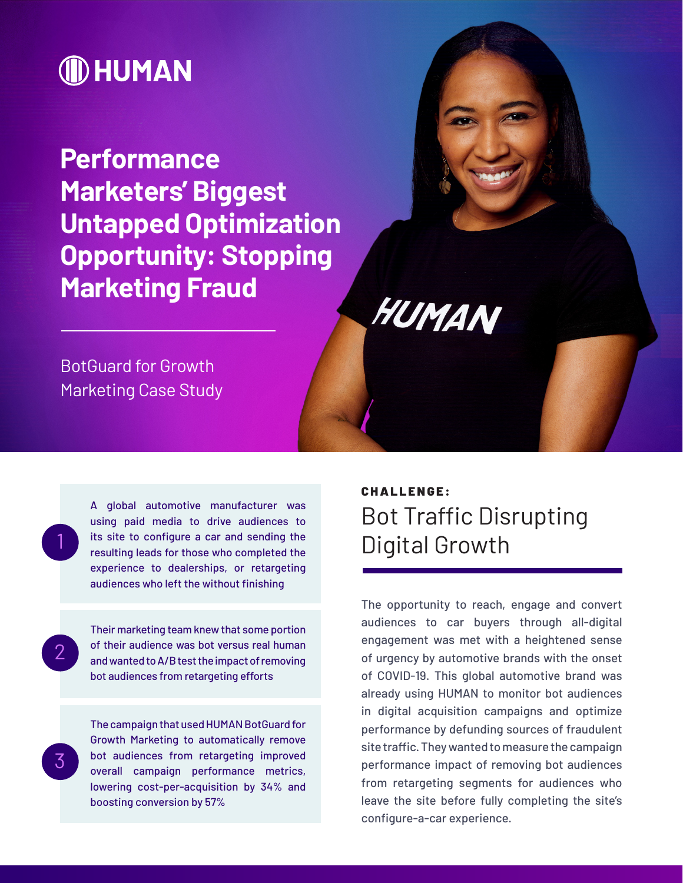HUMAN

# Performance Marketers' Biggest Untapped Optimization Opportunity: Stopping Marketing Fraud

BotGuard for Growth Marketing Case Study

1. A global automotive manufacturer was using paid media to drive audiences to its site to configure a car and sending the resulting leads for those who completed the experience to dealerships, or retargeting audiences who left the without finishing

2. Their marketing team knew that some portion of their audience was bot versus real human and wanted to A/B test the impact of removing bot audiences from retargeting efforts

3. The campaign that used HUMAN BotGuard for Growth Marketing to automatically remove bot audiences from retargeting improved overall campaign performance metrics, lowering cost-per-acquisition by 34% and boosting conversion by 57%

**CHALLENGE:**

## Bot Traffic Disrupting Digital Growth

The opportunity to reach, engage and convert audiences to car buyers through all-digital engagement was met with a heightened sense of urgency by automotive brands with the onset of COVID-19. This global automotive brand was already using HUMAN to monitor bot audiences in digital acquisition campaigns and optimize performance by defunding sources of fraudulent site traffic. They wanted to measure the campaign performance impact of removing bot audiences from retargeting segments for audiences who leave the site before fully completing the site's configure-a-car experience.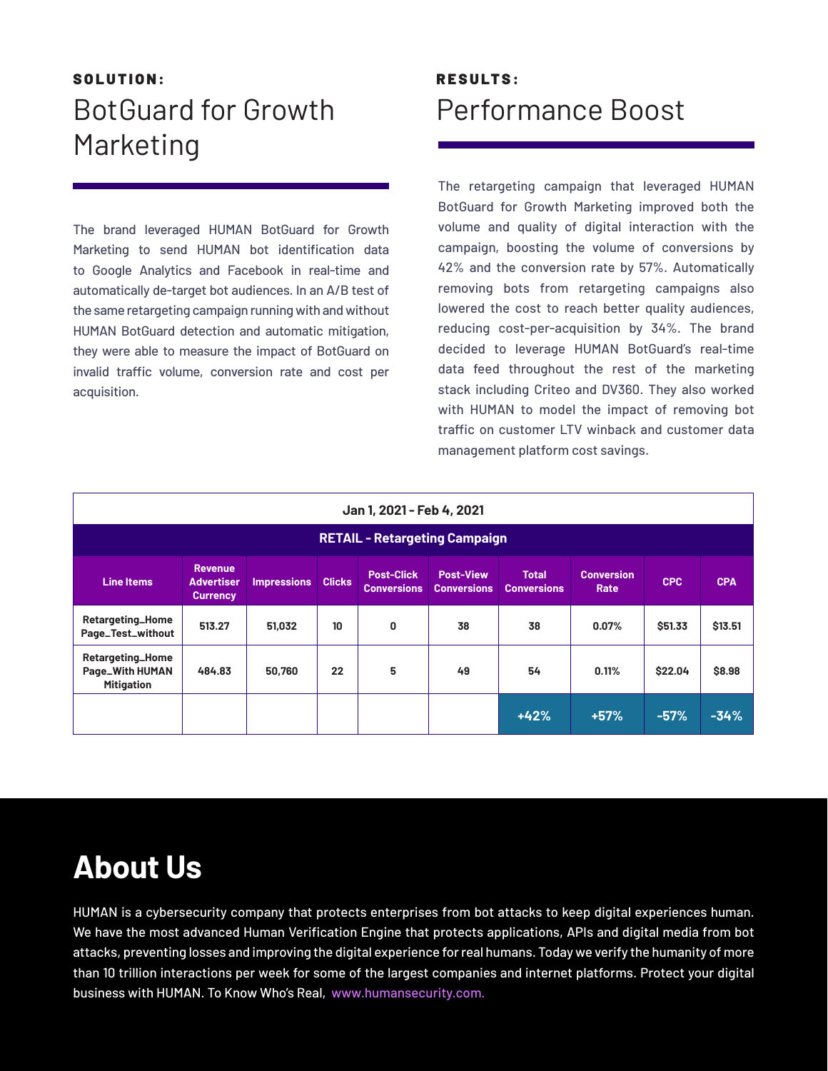## SOLUTION:

# BotGuard for Growth Marketing

The brand leveraged HUMAN BotGuard for Growth Marketing to send HUMAN bot identification data to Google Analytics and Facebook in real-time and automatically de-target bot audiences. In an A/B test of the same retargeting campaign running with and without HUMAN BotGuard detection and automatic mitigation, they were able to measure the impact of BotGuard on invalid traffic volume, conversion rate and cost per acquisition.

## RESULTS:

# Performance Boost

The retargeting campaign that leveraged HUMAN BotGuard for Growth Marketing improved both the volume and quality of digital interaction with the campaign, boosting the volume of conversions by 42% and the conversion rate by 57%. Automatically removing bots from retargeting campaigns also lowered the cost to reach better quality audiences, reducing cost-per-acquisition by 34%. The brand decided to leverage HUMAN BotGuard's real-time data feed throughout the rest of the marketing stack including Criteo and DV360. They also worked with HUMAN to model the impact of removing bot traffic on customer LTV winback and customer data management platform cost savings.

| Jan 1, 2021 - Feb 4, 2021 | | | | | | | | | |
|---|---|---|---|---|---|---|---|---|---|
| **RETAIL - Retargeting Campaign** | | | | | | | | | |
| **Line Items** | **Revenue Advertiser Currency** | **Impressions** | **Clicks** | **Post-Click Conversions** | **Post-View Conversions** | **Total Conversions** | **Conversion Rate** | **CPC** | **CPA** |
| Retargeting_Home Page_Test_without | 513.27 | 51,032 | 10 | 0 | 38 | 38 | 0.07% | $51.33 | $13.51 |
| Retargeting_Home Page_With HUMAN Mitigation | 484.83 | 50,760 | 22 | 5 | 49 | 54 | 0.11% | $22.04 | $8.98 |
| | | | | | | +42% | +57% | -57% | -34% |

# About Us

HUMAN is a cybersecurity company that protects enterprises from bot attacks to keep digital experiences human. We have the most advanced Human Verification Engine that protects applications, APIs and digital media from bot attacks, preventing losses and improving the digital experience for real humans. Today we verify the humanity of more than 10 trillion interactions per week for some of the largest companies and internet platforms. Protect your digital business with HUMAN. To Know Who's Real, www.humansecurity.com.